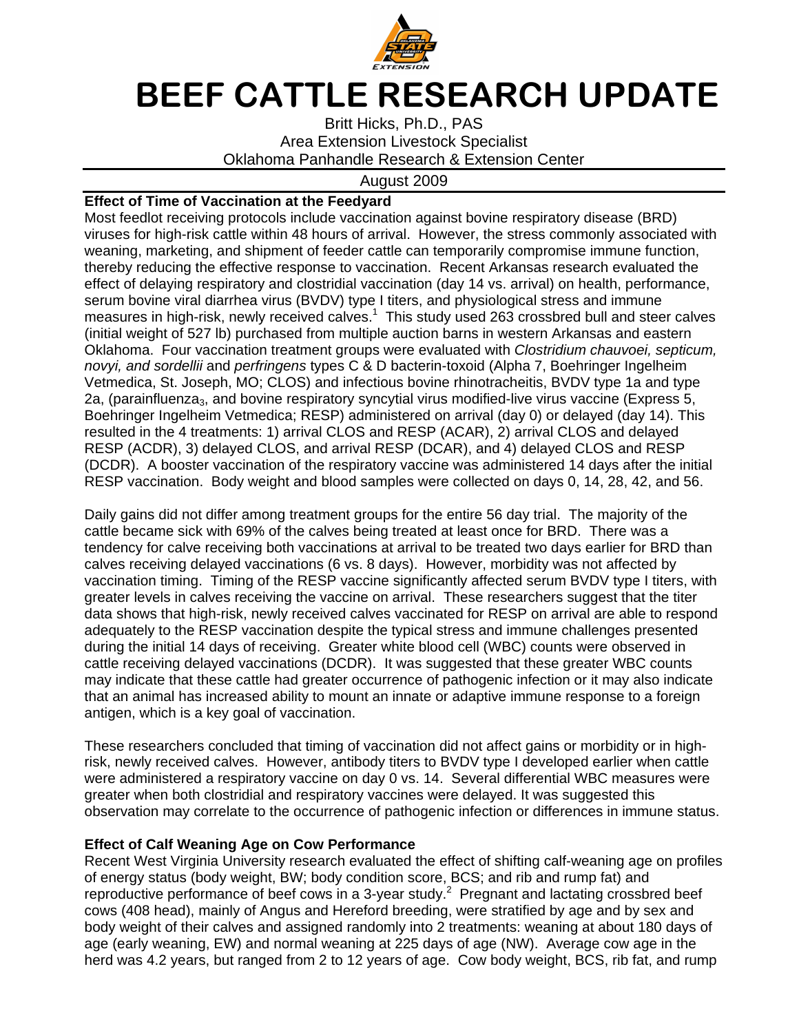# BEEF CATTLE RESEARCH UPDATE

Britt Hicks, Ph.D., PAS
Area Extension Livestock Specialist
Oklahoma Panhandle Research & Extension Center

August 2009

**Effect of Time of Vaccination at the Feedyard**

Most feedlot receiving protocols include vaccination against bovine respiratory disease (BRD) viruses for high-risk cattle within 48 hours of arrival. However, the stress commonly associated with weaning, marketing, and shipment of feeder cattle can temporarily compromise immune function, thereby reducing the effective response to vaccination. Recent Arkansas research evaluated the effect of delaying respiratory and clostridial vaccination (day 14 vs. arrival) on health, performance, serum bovine viral diarrhea virus (BVDV) type I titers, and physiological stress and immune measures in high-risk, newly received calves.[1] This study used 263 crossbred bull and steer calves (initial weight of 527 lb) purchased from multiple auction barns in western Arkansas and eastern Oklahoma. Four vaccination treatment groups were evaluated with *Clostridium chauvoei, septicum, novyi, and sordellii* and *perfringens* types C & D bacterin-toxoid (Alpha 7, Boehringer Ingelheim Vetmedica, St. Joseph, MO; CLOS) and infectious bovine rhinotracheitis, BVDV type 1a and type 2a, (parainfluenza$_3$, and bovine respiratory syncytial virus modified-live virus vaccine (Express 5, Boehringer Ingelheim Vetmedica; RESP) administered on arrival (day 0) or delayed (day 14). This resulted in the 4 treatments: 1) arrival CLOS and RESP (ACAR), 2) arrival CLOS and delayed RESP (ACDR), 3) delayed CLOS, and arrival RESP (DCAR), and 4) delayed CLOS and RESP (DCDR). A booster vaccination of the respiratory vaccine was administered 14 days after the initial RESP vaccination. Body weight and blood samples were collected on days 0, 14, 28, 42, and 56.

Daily gains did not differ among treatment groups for the entire 56 day trial. The majority of the cattle became sick with 69% of the calves being treated at least once for BRD. There was a tendency for calve receiving both vaccinations at arrival to be treated two days earlier for BRD than calves receiving delayed vaccinations (6 vs. 8 days). However, morbidity was not affected by vaccination timing. Timing of the RESP vaccine significantly affected serum BVDV type I titers, with greater levels in calves receiving the vaccine on arrival. These researchers suggest that the titer data shows that high-risk, newly received calves vaccinated for RESP on arrival are able to respond adequately to the RESP vaccination despite the typical stress and immune challenges presented during the initial 14 days of receiving. Greater white blood cell (WBC) counts were observed in cattle receiving delayed vaccinations (DCDR). It was suggested that these greater WBC counts may indicate that these cattle had greater occurrence of pathogenic infection or it may also indicate that an animal has increased ability to mount an innate or adaptive immune response to a foreign antigen, which is a key goal of vaccination.

These researchers concluded that timing of vaccination did not affect gains or morbidity or in high-risk, newly received calves. However, antibody titers to BVDV type I developed earlier when cattle were administered a respiratory vaccine on day 0 vs. 14. Several differential WBC measures were greater when both clostridial and respiratory vaccines were delayed. It was suggested this observation may correlate to the occurrence of pathogenic infection or differences in immune status.

**Effect of Calf Weaning Age on Cow Performance**

Recent West Virginia University research evaluated the effect of shifting calf-weaning age on profiles of energy status (body weight, BW; body condition score, BCS; and rib and rump fat) and reproductive performance of beef cows in a 3-year study.[2] Pregnant and lactating crossbred beef cows (408 head), mainly of Angus and Hereford breeding, were stratified by age and by sex and body weight of their calves and assigned randomly into 2 treatments: weaning at about 180 days of age (early weaning, EW) and normal weaning at 225 days of age (NW). Average cow age in the herd was 4.2 years, but ranged from 2 to 12 years of age. Cow body weight, BCS, rib fat, and rump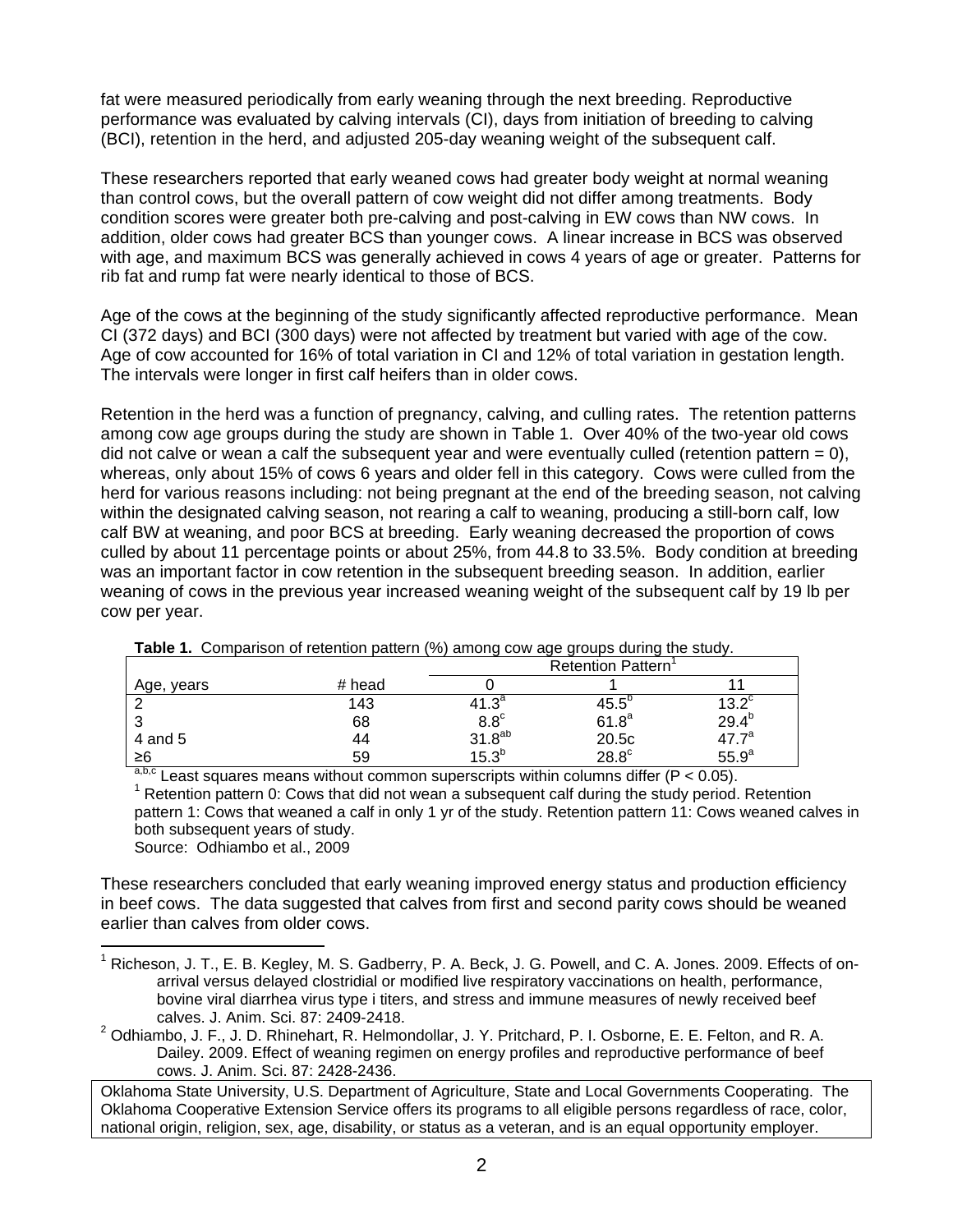fat were measured periodically from early weaning through the next breeding. Reproductive performance was evaluated by calving intervals (CI), days from initiation of breeding to calving (BCI), retention in the herd, and adjusted 205-day weaning weight of the subsequent calf.

These researchers reported that early weaned cows had greater body weight at normal weaning than control cows, but the overall pattern of cow weight did not differ among treatments. Body condition scores were greater both pre-calving and post-calving in EW cows than NW cows. In addition, older cows had greater BCS than younger cows. A linear increase in BCS was observed with age, and maximum BCS was generally achieved in cows 4 years of age or greater. Patterns for rib fat and rump fat were nearly identical to those of BCS.

Age of the cows at the beginning of the study significantly affected reproductive performance. Mean CI (372 days) and BCI (300 days) were not affected by treatment but varied with age of the cow. Age of cow accounted for 16% of total variation in CI and 12% of total variation in gestation length. The intervals were longer in first calf heifers than in older cows.

Retention in the herd was a function of pregnancy, calving, and culling rates. The retention patterns among cow age groups during the study are shown in Table 1. Over 40% of the two-year old cows did not calve or wean a calf the subsequent year and were eventually culled (retention pattern = 0), whereas, only about 15% of cows 6 years and older fell in this category. Cows were culled from the herd for various reasons including: not being pregnant at the end of the breeding season, not calving within the designated calving season, not rearing a calf to weaning, producing a still-born calf, low calf BW at weaning, and poor BCS at breeding. Early weaning decreased the proportion of cows culled by about 11 percentage points or about 25%, from 44.8 to 33.5%. Body condition at breeding was an important factor in cow retention in the subsequent breeding season. In addition, earlier weaning of cows in the previous year increased weaning weight of the subsequent calf by 19 lb per cow per year.

**Table 1.** Comparison of retention pattern (%) among cow age groups during the study.

| | | Retention Pattern[1] | | |
|---|---|---|---|---|
| Age, years | # head | 0 | 1 | 11 |
| 2 | 143 | 41.3[a] | 45.5[b] | 13.2[c] |
| 3 | 68 | 8.8[c] | 61.8[a] | 29.4[b] |
| 4 and 5 | 44 | 31.8[ab] | 20.5c | 47.7[a] |
| ≥6 | 59 | 15.3[b] | 28.8[c] | 55.9[a] |

[a,b,c] Least squares means without common superscripts within columns differ ($P < 0.05$).

[1] Retention pattern 0: Cows that did not wean a subsequent calf during the study period. Retention pattern 1: Cows that weaned a calf in only 1 yr of the study. Retention pattern 11: Cows weaned calves in both subsequent years of study.

Source: Odhiambo et al., 2009

These researchers concluded that early weaning improved energy status and production efficiency in beef cows. The data suggested that calves from first and second parity cows should be weaned earlier than calves from older cows.

---

[1] Richeson, J. T., E. B. Kegley, M. S. Gadberry, P. A. Beck, J. G. Powell, and C. A. Jones. 2009. Effects of on-arrival versus delayed clostridial or modified live respiratory vaccinations on health, performance, bovine viral diarrhea virus type i titers, and stress and immune measures of newly received beef calves. J. Anim. Sci. 87: 2409-2418.

[2] Odhiambo, J. F., J. D. Rhinehart, R. Helmondollar, J. Y. Pritchard, P. I. Osborne, E. E. Felton, and R. A. Dailey. 2009. Effect of weaning regimen on energy profiles and reproductive performance of beef cows. J. Anim. Sci. 87: 2428-2436.

Oklahoma State University, U.S. Department of Agriculture, State and Local Governments Cooperating. The Oklahoma Cooperative Extension Service offers its programs to all eligible persons regardless of race, color, national origin, religion, sex, age, disability, or status as a veteran, and is an equal opportunity employer.